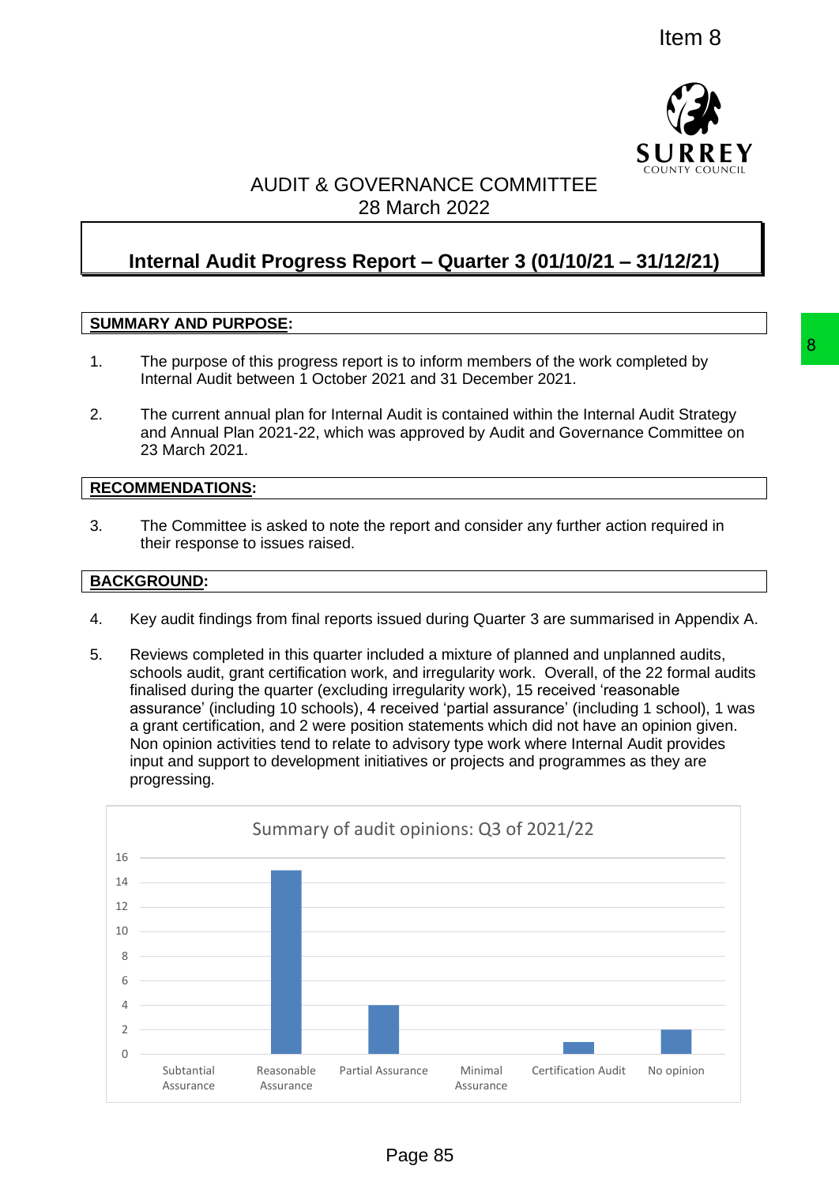Item 8

# AUDIT & GOVERNANCE COMMITTEE
28 March 2022

## Internal Audit Progress Report – Quarter 3 (01/10/21 – 31/12/21)

**SUMMARY AND PURPOSE:**

1. The purpose of this progress report is to inform members of the work completed by Internal Audit between 1 October 2021 and 31 December 2021.

2. The current annual plan for Internal Audit is contained within the Internal Audit Strategy and Annual Plan 2021-22, which was approved by Audit and Governance Committee on 23 March 2021.

**RECOMMENDATIONS:**

3. The Committee is asked to note the report and consider any further action required in their response to issues raised.

**BACKGROUND:**

4. Key audit findings from final reports issued during Quarter 3 are summarised in Appendix A.

5. Reviews completed in this quarter included a mixture of planned and unplanned audits, schools audit, grant certification work, and irregularity work. Overall, of the 22 formal audits finalised during the quarter (excluding irregularity work), 15 received 'reasonable assurance' (including 10 schools), 4 received 'partial assurance' (including 1 school), 1 was a grant certification, and 2 were position statements which did not have an opinion given. Non opinion activities tend to relate to advisory type work where Internal Audit provides input and support to development initiatives or projects and programmes as they are progressing.

Summary of audit opinions: Q3 of 2021/22

| Subtantial Assurance | Reasonable Assurance | Partial Assurance | Minimal Assurance | Certification Audit | No opinion |
|---|---|---|---|---|---|
| 0 | 15 | 4 | 0 | 1 | 2 |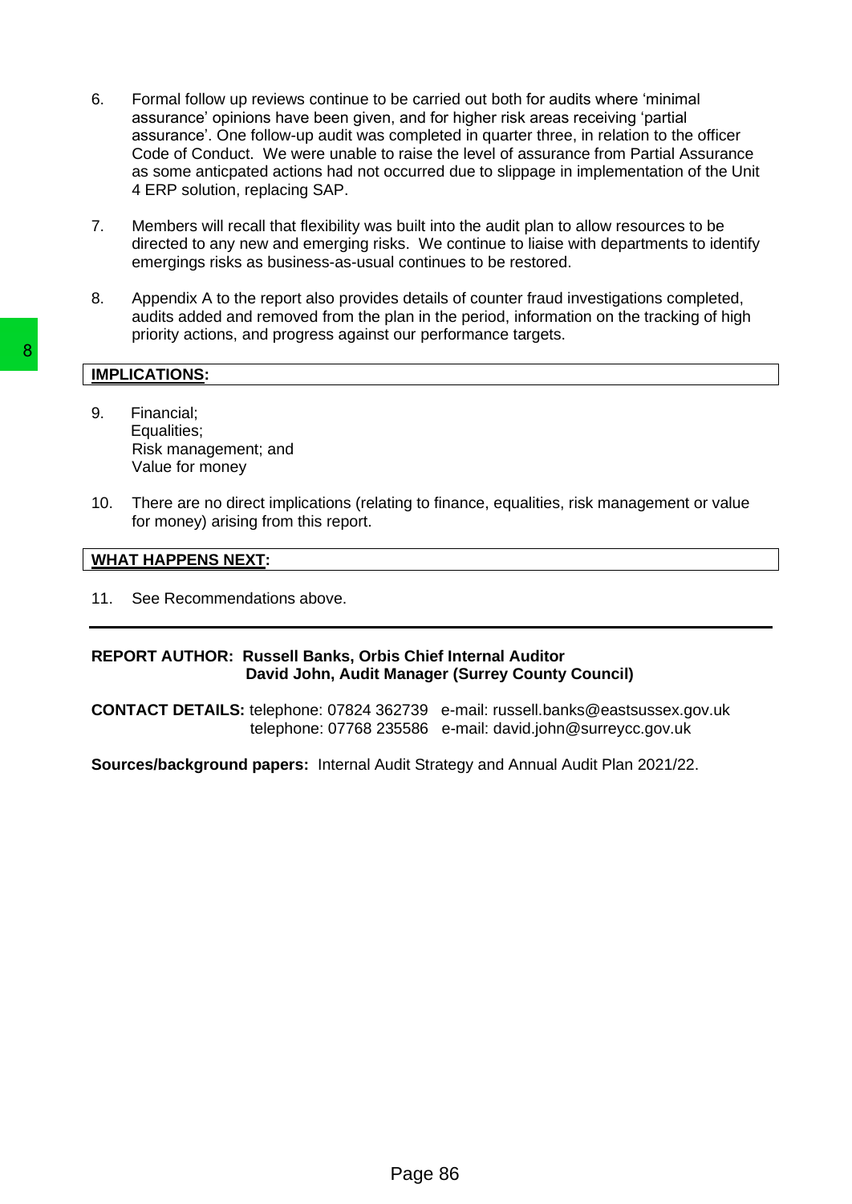6. Formal follow up reviews continue to be carried out both for audits where 'minimal assurance' opinions have been given, and for higher risk areas receiving 'partial assurance'. One follow-up audit was completed in quarter three, in relation to the officer Code of Conduct. We were unable to raise the level of assurance from Partial Assurance as some anticpated actions had not occurred due to slippage in implementation of the Unit 4 ERP solution, replacing SAP.

7. Members will recall that flexibility was built into the audit plan to allow resources to be directed to any new and emerging risks. We continue to liaise with departments to identify emergings risks as business-as-usual continues to be restored.

8. Appendix A to the report also provides details of counter fraud investigations completed, audits added and removed from the plan in the period, information on the tracking of high priority actions, and progress against our performance targets.

## IMPLICATIONS:

9. Financial;
   Equalities;
   Risk management; and
   Value for money

10. There are no direct implications (relating to finance, equalities, risk management or value for money) arising from this report.

## WHAT HAPPENS NEXT:

11. See Recommendations above.

---

**REPORT AUTHOR: Russell Banks, Orbis Chief Internal Auditor**
**David John, Audit Manager (Surrey County Council)**

**CONTACT DETAILS:** telephone: 07824 362739 e-mail: russell.banks@eastsussex.gov.uk
telephone: 07768 235586 e-mail: david.john@surreycc.gov.uk

**Sources/background papers:** Internal Audit Strategy and Annual Audit Plan 2021/22.